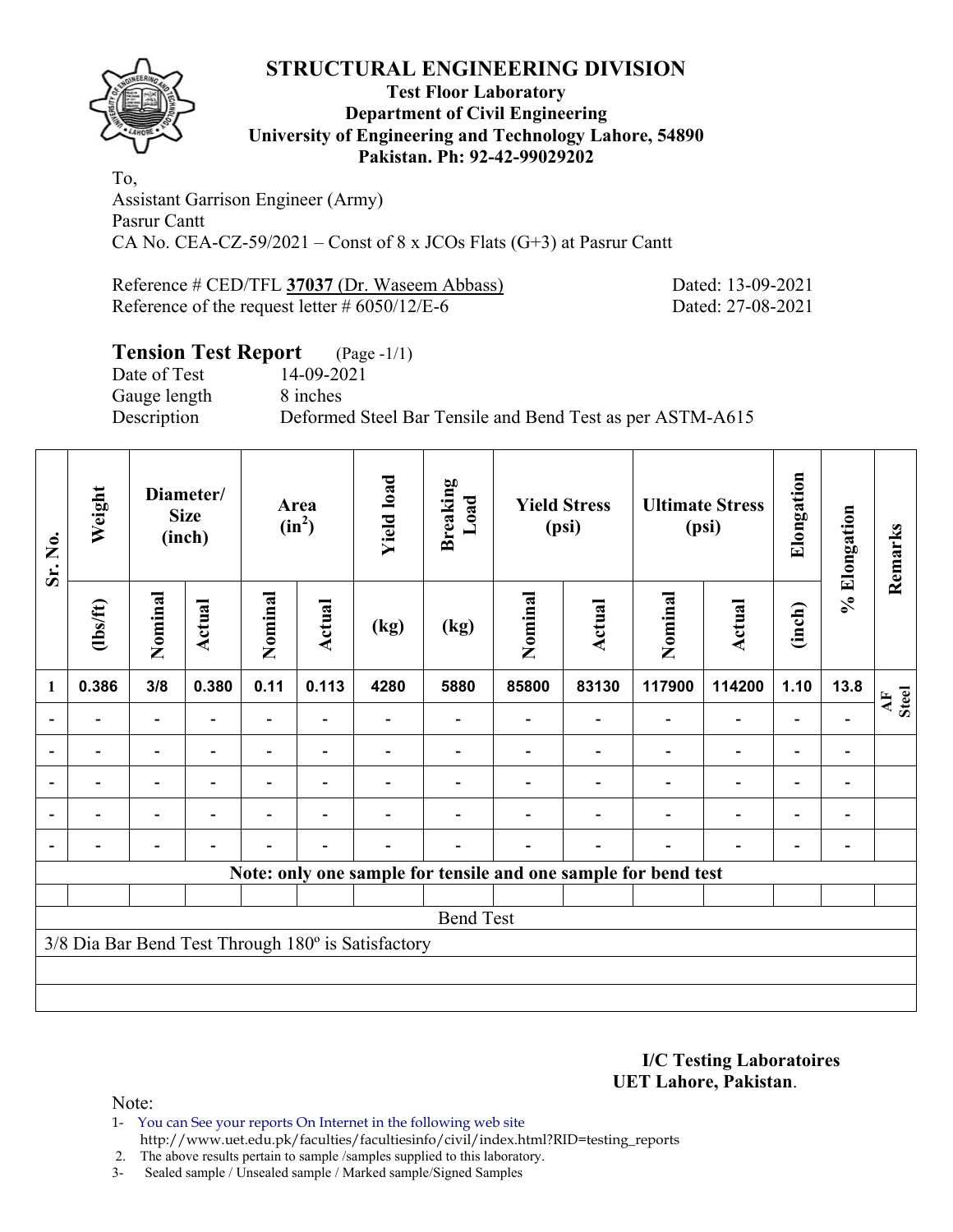# STRUCTURAL ENGINEERING DIVISION

**Test Floor Laboratory**
**Department of Civil Engineering**
**University of Engineering and Technology Lahore, 54890**
**Pakistan. Ph: 92-42-99029202**

To,
Assistant Garrison Engineer (Army)
Pasrur Cantt
CA No. CEA-CZ-59/2021 – Const of 8 x JCOs Flats (G+3) at Pasrur Cantt

Reference # CED/TFL **37037** (Dr. Waseem Abbass) Dated: 13-09-2021
Reference of the request letter # 6050/12/E-6 Dated: 27-08-2021

## Tension Test Report (Page -1/1)

Date of Test 14-09-2021
Gauge length 8 inches
Description Deformed Steel Bar Tensile and Bend Test as per ASTM-A615

| Sr. No. | Weight | Diameter/ Size (inch) | | Area ($in^2$) | | Yield load | Breaking Load | Yield Stress (psi) | | Ultimate Stress (psi) | | Elongation | % Elongation | Remarks |
|---|---|---|---|---|---|---|---|---|---|---|---|---|---|---|
| | (lbs/ft) | Nominal | Actual | Nominal | Actual | (kg) | (kg) | Nominal | Actual | Nominal | Actual | (inch) | | |
| 1 | 0.386 | 3/8 | 0.380 | 0.11 | 0.113 | 4280 | 5880 | 85800 | 83130 | 117900 | 114200 | 1.10 | 13.8 | AF Steel |
| - | - | - | - | - | - | - | - | - | - | - | - | - | - | |
| - | - | - | - | - | - | - | - | - | - | - | - | - | - | |
| - | - | - | - | - | - | - | - | - | - | - | - | - | - | |
| - | - | - | - | - | - | - | - | - | - | - | - | - | - | |
| - | - | - | - | - | - | - | - | - | - | - | - | - | - | |

**Note: only one sample for tensile and one sample for bend test**

Bend Test

3/8 Dia Bar Bend Test Through 180º is Satisfactory

**I/C Testing Laboratoires**
**UET Lahore, Pakistan**.

Note:
1- You can See your reports On Internet in the following web site
http://www.uet.edu.pk/faculties/facultiesinfo/civil/index.html?RID=testing_reports
2. The above results pertain to sample /samples supplied to this laboratory.
3- Sealed sample / Unsealed sample / Marked sample/Signed Samples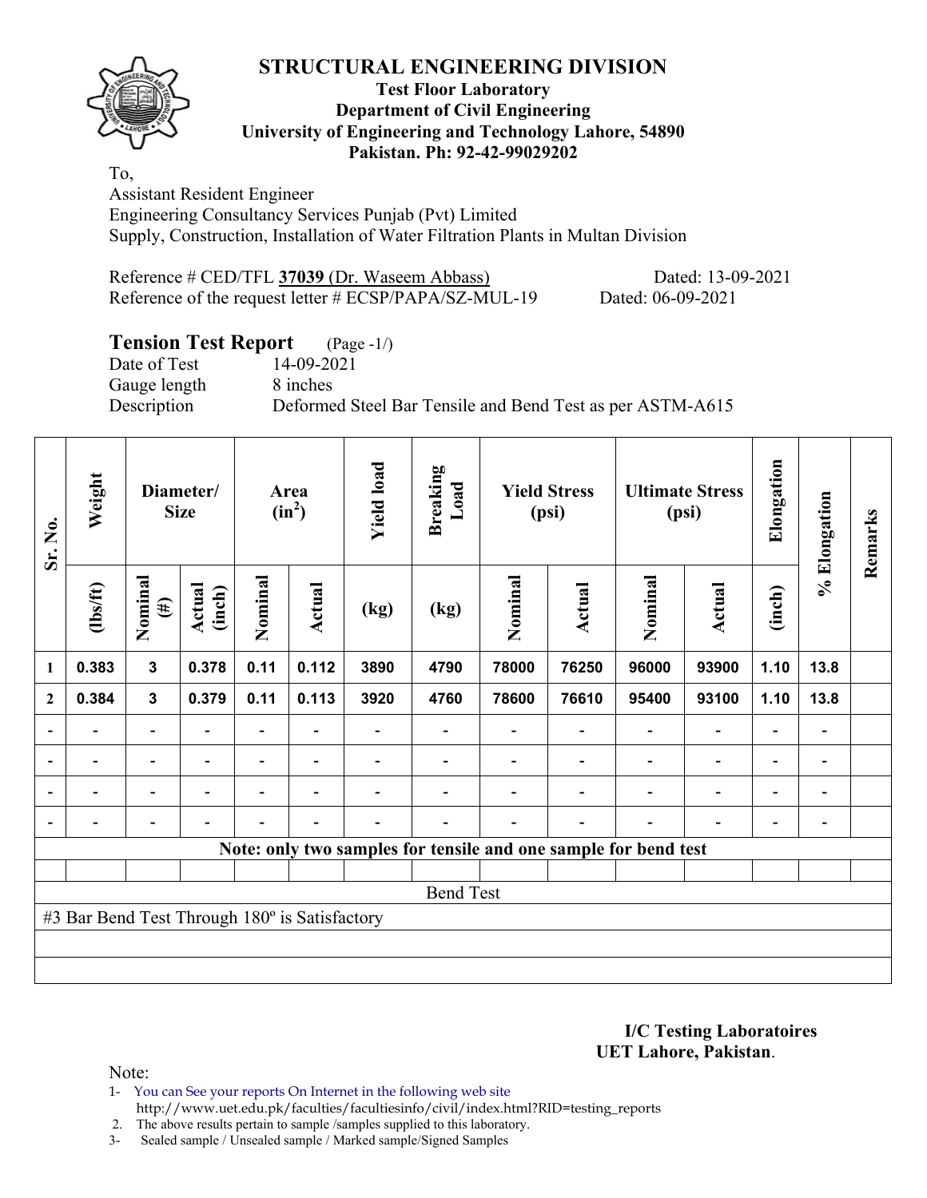# STRUCTURAL ENGINEERING DIVISION

**Test Floor Laboratory**
**Department of Civil Engineering**
**University of Engineering and Technology Lahore, 54890**
**Pakistan. Ph: 92-42-99029202**

To,
Assistant Resident Engineer
Engineering Consultancy Services Punjab (Pvt) Limited
Supply, Construction, Installation of Water Filtration Plants in Multan Division

Reference # CED/TFL **37039** (Dr. Waseem Abbass) Dated: 13-09-2021
Reference of the request letter # ECSP/PAPA/SZ-MUL-19 Dated: 06-09-2021

## Tension Test Report (Page -1/)

Date of Test 14-09-2021
Gauge length 8 inches
Description Deformed Steel Bar Tensile and Bend Test as per ASTM-A615

| Sr. No. | Weight | Diameter/ Size | | Area ($in^2$) | | Yield load | Breaking Load | Yield Stress (psi) | | Ultimate Stress (psi) | | Elongation | % Elongation | Remarks |
|---|---|---|---|---|---|---|---|---|---|---|---|---|---|---|
| | (lbs/ft) | Nominal (#) | Actual (inch) | Nominal | Actual | (kg) | (kg) | Nominal | Actual | Nominal | Actual | (inch) | | |
| 1 | 0.383 | 3 | 0.378 | 0.11 | 0.112 | 3890 | 4790 | 78000 | 76250 | 96000 | 93900 | 1.10 | 13.8 | |
| 2 | 0.384 | 3 | 0.379 | 0.11 | 0.113 | 3920 | 4760 | 78600 | 76610 | 95400 | 93100 | 1.10 | 13.8 | |
| - | - | - | - | - | - | - | - | - | - | - | - | - | - | |
| - | - | - | - | - | - | - | - | - | - | - | - | - | - | |
| - | - | - | - | - | - | - | - | - | - | - | - | - | - | |
| - | - | - | - | - | - | - | - | - | - | - | - | - | - | |
| Note: only two samples for tensile and one sample for bend test | | | | | | | | | | | | | | |
| Bend Test | | | | | | | | | | | | | | |
| #3 Bar Bend Test Through 180º is Satisfactory | | | | | | | | | | | | | | |

**I/C Testing Laboratoires**
**UET Lahore, Pakistan**.

Note:
1- You can See your reports On Internet in the following web site
http://www.uet.edu.pk/faculties/facultiesinfo/civil/index.html?RID=testing_reports
2. The above results pertain to sample /samples supplied to this laboratory.
3- Sealed sample / Unsealed sample / Marked sample/Signed Samples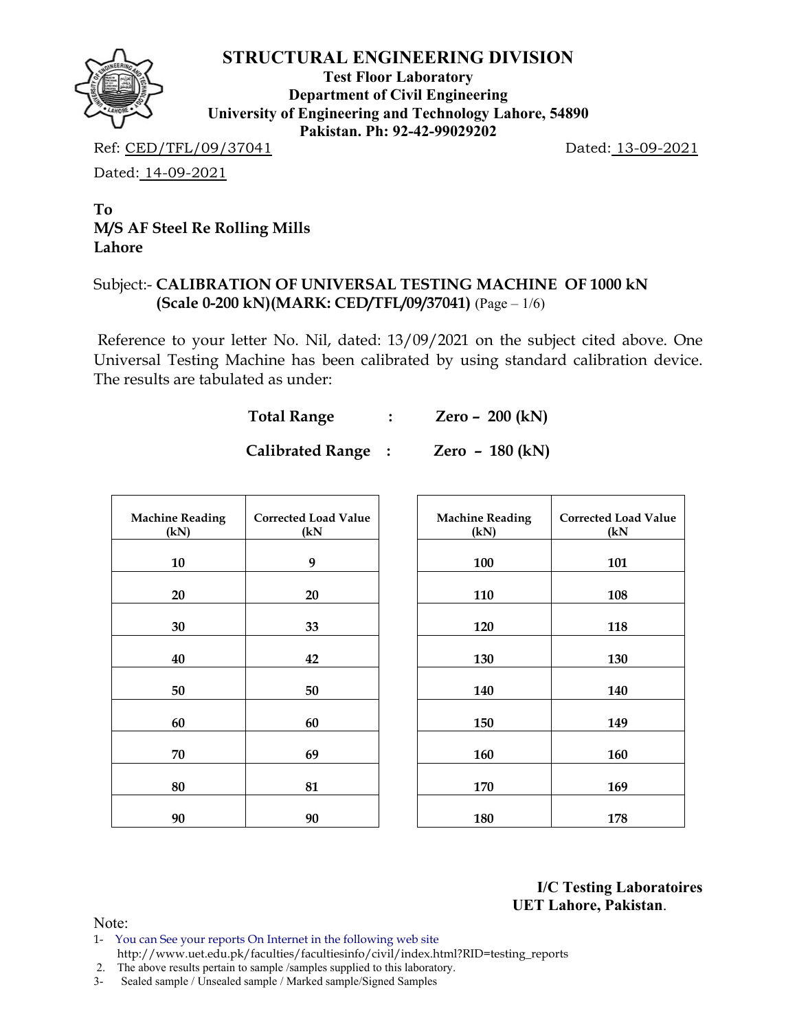# STRUCTURAL ENGINEERING DIVISION

**Test Floor Laboratory**
**Department of Civil Engineering**
**University of Engineering and Technology Lahore, 54890**
**Pakistan. Ph: 92-42-99029202**

Ref: CED/TFL/09/37041 Dated: 13-09-2021

Dated: 14-09-2021

**To**
**M/S AF Steel Re Rolling Mills**
**Lahore**

Subject:- **CALIBRATION OF UNIVERSAL TESTING MACHINE OF 1000 kN (Scale 0-200 kN)(MARK: CED/TFL/09/37041)** (Page – 1/6)

Reference to your letter No. Nil, dated: 13/09/2021 on the subject cited above. One Universal Testing Machine has been calibrated by using standard calibration device. The results are tabulated as under:

**Total Range : Zero – 200 (kN)**

**Calibrated Range : Zero – 180 (kN)**

| Machine Reading (kN) | Corrected Load Value (kN |
|---|---|
| 10 | 9 |
| 20 | 20 |
| 30 | 33 |
| 40 | 42 |
| 50 | 50 |
| 60 | 60 |
| 70 | 69 |
| 80 | 81 |
| 90 | 90 |

| Machine Reading (kN) | Corrected Load Value (kN |
|---|---|
| 100 | 101 |
| 110 | 108 |
| 120 | 118 |
| 130 | 130 |
| 140 | 140 |
| 150 | 149 |
| 160 | 160 |
| 170 | 169 |
| 180 | 178 |

**I/C Testing Laboratoires**
**UET Lahore, Pakistan**.

Note:

1- You can See your reports On Internet in the following web site
http://www.uet.edu.pk/faculties/facultiesinfo/civil/index.html?RID=testing_reports

2. The above results pertain to sample /samples supplied to this laboratory.

3- Sealed sample / Unsealed sample / Marked sample/Signed Samples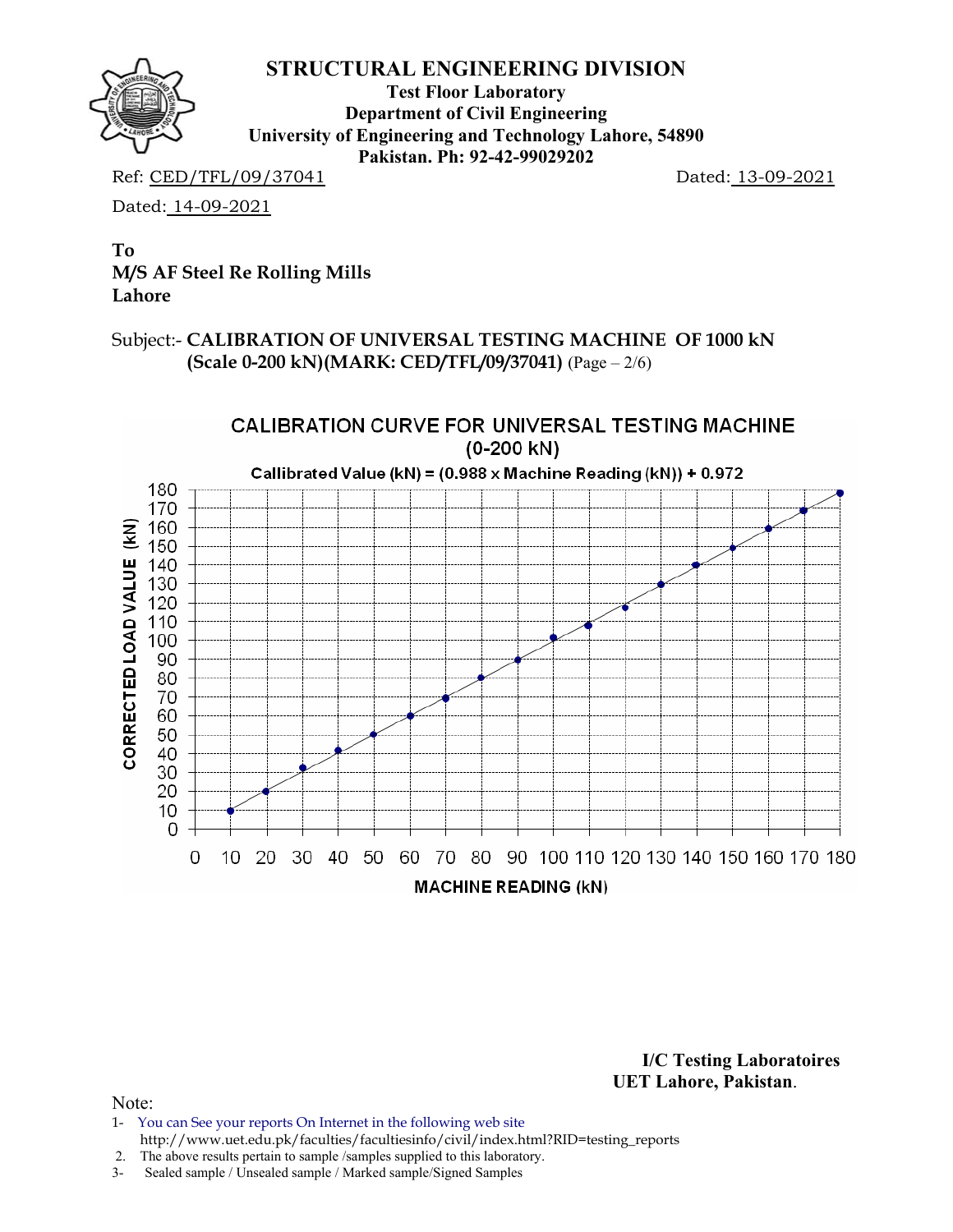# STRUCTURAL ENGINEERING DIVISION

**Test Floor Laboratory**
**Department of Civil Engineering**
**University of Engineering and Technology Lahore, 54890**
**Pakistan. Ph: 92-42-99029202**

Ref: CED/TFL/09/37041 Dated: 13-09-2021

Dated: 14-09-2021

**To**
**M/S AF Steel Re Rolling Mills**
**Lahore**

Subject:- **CALIBRATION OF UNIVERSAL TESTING MACHINE OF 1000 kN (Scale 0-200 kN)(MARK: CED/TFL/09/37041)** (Page – 2/6)

CALIBRATION CURVE FOR UNIVERSAL TESTING MACHINE (0-200 kN)

Callibrated Value (kN) = (0.988 x Machine Reading (kN)) + 0.972

CORRECTED LOAD VALUE (kN)

MACHINE READING (kN)

**I/C Testing Laboratoires**
**UET Lahore, Pakistan**.

Note:

1- You can See your reports On Internet in the following web site http://www.uet.edu.pk/faculties/facultiesinfo/civil/index.html?RID=testing_reports
2. The above results pertain to sample /samples supplied to this laboratory.
3- Sealed sample / Unsealed sample / Marked sample/Signed Samples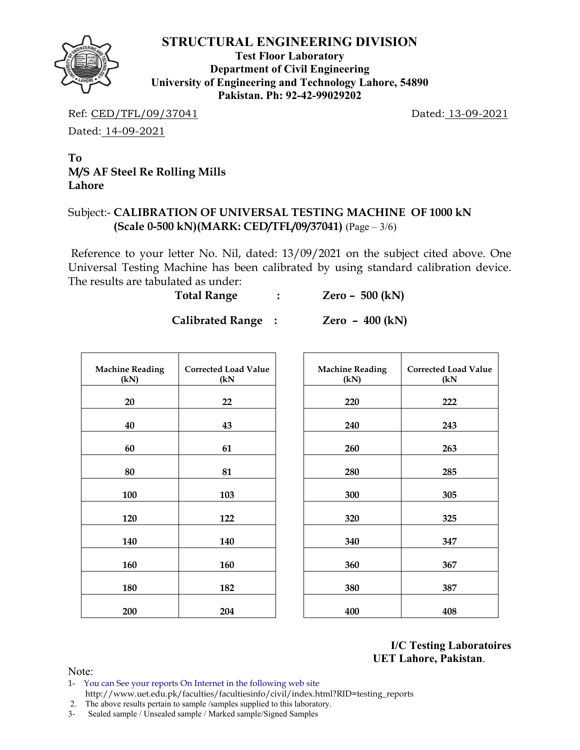# STRUCTURAL ENGINEERING DIVISION

**Test Floor Laboratory**
**Department of Civil Engineering**
**University of Engineering and Technology Lahore, 54890**
**Pakistan. Ph: 92-42-99029202**

Ref: CED/TFL/09/37041 Dated: 13-09-2021

Dated: 14-09-2021

**To**
**M/S AF Steel Re Rolling Mills**
**Lahore**

Subject:- **CALIBRATION OF UNIVERSAL TESTING MACHINE OF 1000 kN (Scale 0-500 kN)(MARK: CED/TFL/09/37041)** (Page – 3/6)

Reference to your letter No. Nil, dated: 13/09/2021 on the subject cited above. One Universal Testing Machine has been calibrated by using standard calibration device. The results are tabulated as under:

**Total Range : Zero – 500 (kN)**

**Calibrated Range : Zero – 400 (kN)**

| Machine Reading (kN) | Corrected Load Value (kN |
|---|---|
| 20 | 22 |
| 40 | 43 |
| 60 | 61 |
| 80 | 81 |
| 100 | 103 |
| 120 | 122 |
| 140 | 140 |
| 160 | 160 |
| 180 | 182 |
| 200 | 204 |

| Machine Reading (kN) | Corrected Load Value (kN |
|---|---|
| 220 | 222 |
| 240 | 243 |
| 260 | 263 |
| 280 | 285 |
| 300 | 305 |
| 320 | 325 |
| 340 | 347 |
| 360 | 367 |
| 380 | 387 |
| 400 | 408 |

**I/C Testing Laboratoires**
**UET Lahore, Pakistan**.

Note:

1- You can See your reports On Internet in the following web site http://www.uet.edu.pk/faculties/facultiesinfo/civil/index.html?RID=testing_reports

2. The above results pertain to sample /samples supplied to this laboratory.

3- Sealed sample / Unsealed sample / Marked sample/Signed Samples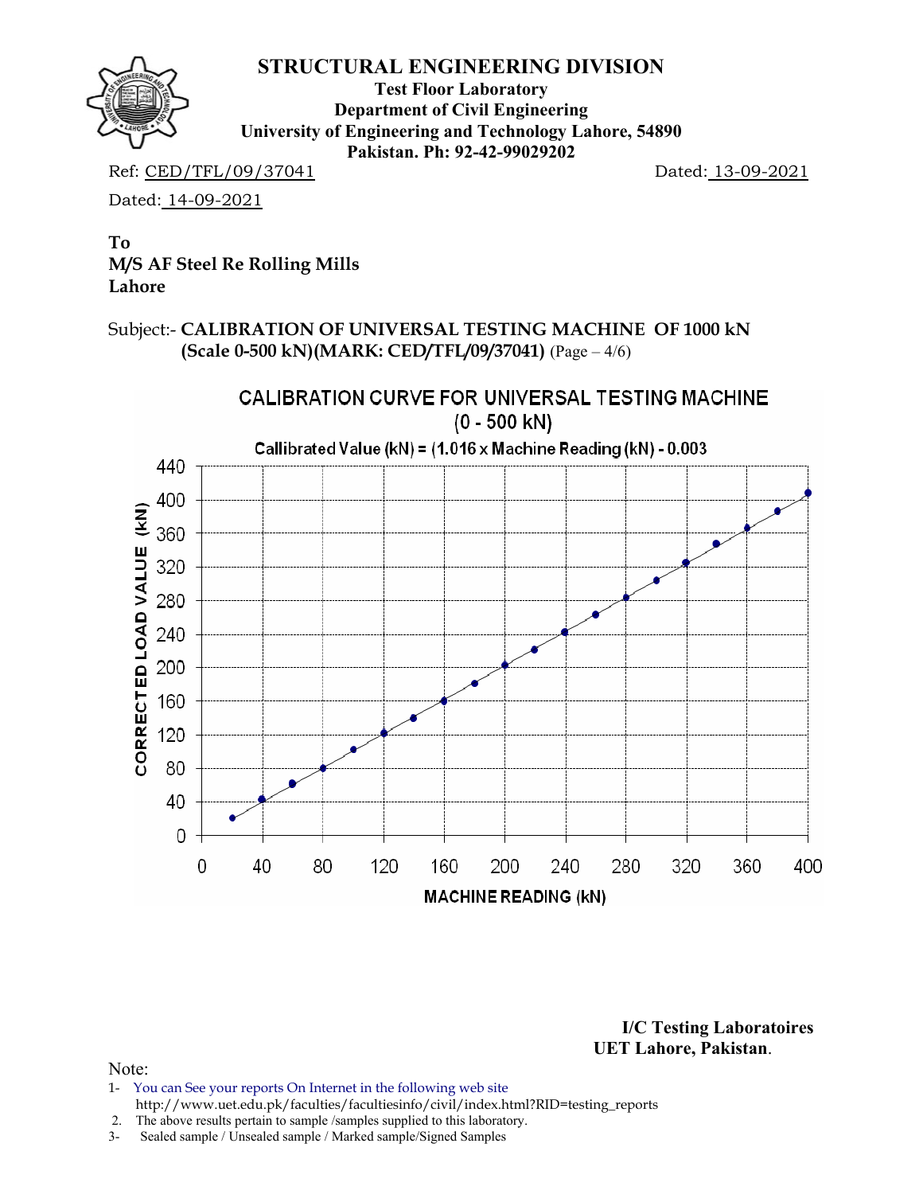# STRUCTURAL ENGINEERING DIVISION

**Test Floor Laboratory**
**Department of Civil Engineering**
**University of Engineering and Technology Lahore, 54890**
**Pakistan. Ph: 92-42-99029202**

Ref: CED/TFL/09/37041 Dated: 13-09-2021

Dated: 14-09-2021

**To**
**M/S AF Steel Re Rolling Mills**
**Lahore**

Subject:- **CALIBRATION OF UNIVERSAL TESTING MACHINE OF 1000 kN (Scale 0-500 kN)(MARK: CED/TFL/09/37041)** (Page – 4/6)

CALIBRATION CURVE FOR UNIVERSAL TESTING MACHINE (0 - 500 kN)

Callibrated Value (kN) = (1.016 x Machine Reading (kN) - 0.003

**I/C Testing Laboratoires**
**UET Lahore, Pakistan**.

Note:

1- You can See your reports On Internet in the following web site
http://www.uet.edu.pk/faculties/facultiesinfo/civil/index.html?RID=testing_reports

2. The above results pertain to sample /samples supplied to this laboratory.

3- Sealed sample / Unsealed sample / Marked sample/Signed Samples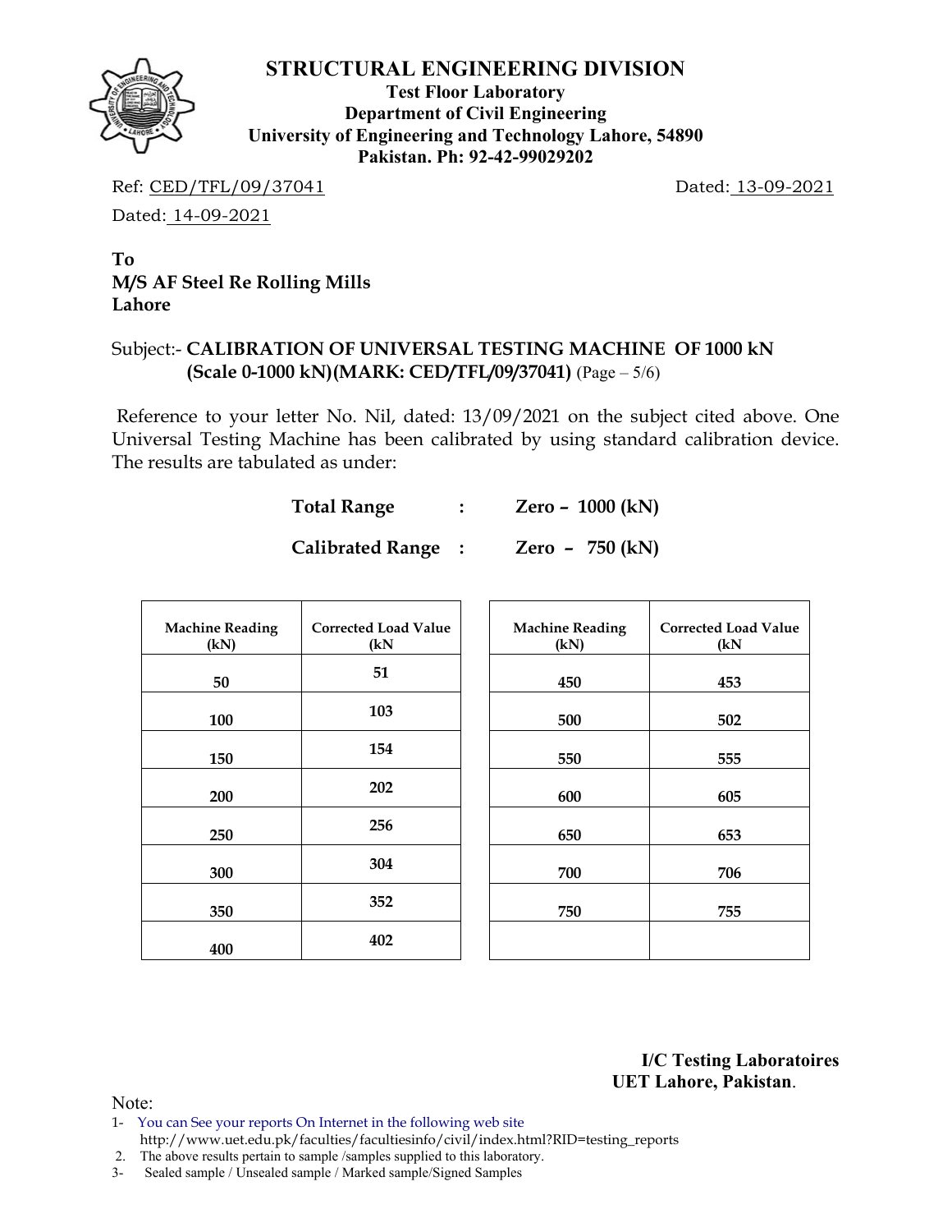# STRUCTURAL ENGINEERING DIVISION

**Test Floor Laboratory**
**Department of Civil Engineering**
**University of Engineering and Technology Lahore, 54890**
**Pakistan. Ph: 92-42-99029202**

Ref: CED/TFL/09/37041 Dated: 13-09-2021

Dated: 14-09-2021

**To**
**M/S AF Steel Re Rolling Mills**
**Lahore**

Subject:- **CALIBRATION OF UNIVERSAL TESTING MACHINE OF 1000 kN (Scale 0-1000 kN)(MARK: CED/TFL/09/37041)** (Page – 5/6)

Reference to your letter No. Nil, dated: 13/09/2021 on the subject cited above. One Universal Testing Machine has been calibrated by using standard calibration device. The results are tabulated as under:

**Total Range : Zero – 1000 (kN)**

**Calibrated Range : Zero – 750 (kN)**

| Machine Reading (kN) | Corrected Load Value (kN |
|---|---|
| 50 | 51 |
| 100 | 103 |
| 150 | 154 |
| 200 | 202 |
| 250 | 256 |
| 300 | 304 |
| 350 | 352 |
| 400 | 402 |

| Machine Reading (kN) | Corrected Load Value (kN |
|---|---|
| 450 | 453 |
| 500 | 502 |
| 550 | 555 |
| 600 | 605 |
| 650 | 653 |
| 700 | 706 |
| 750 | 755 |
| | |

**I/C Testing Laboratoires**
**UET Lahore, Pakistan**.

Note:

1- You can See your reports On Internet in the following web site http://www.uet.edu.pk/faculties/facultiesinfo/civil/index.html?RID=testing_reports

2. The above results pertain to sample /samples supplied to this laboratory.

3- Sealed sample / Unsealed sample / Marked sample/Signed Samples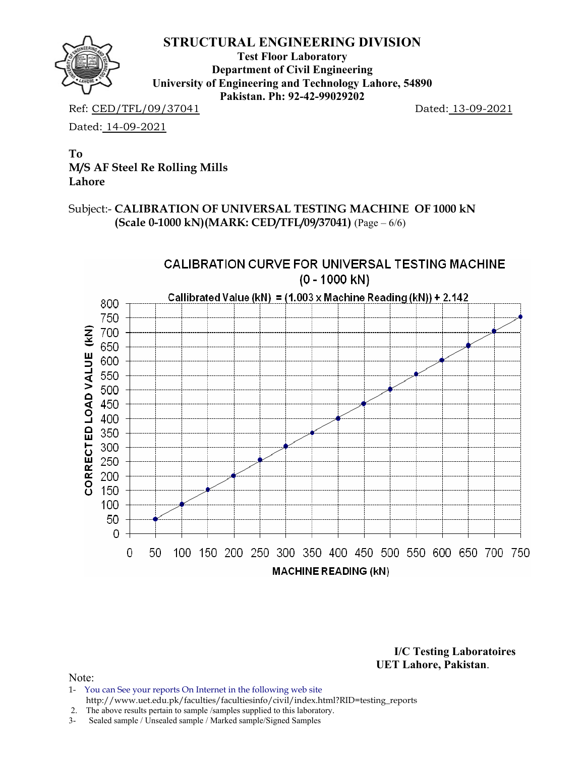# STRUCTURAL ENGINEERING DIVISION

**Test Floor Laboratory**
**Department of Civil Engineering**
**University of Engineering and Technology Lahore, 54890**
**Pakistan. Ph: 92-42-99029202**

Ref: CED/TFL/09/37041 Dated: 13-09-2021

Dated: 14-09-2021

**To**
**M/S AF Steel Re Rolling Mills**
**Lahore**

Subject:- **CALIBRATION OF UNIVERSAL TESTING MACHINE OF 1000 kN (Scale 0-1000 kN)(MARK: CED/TFL/09/37041)** (Page – 6/6)

CALIBRATION CURVE FOR UNIVERSAL TESTING MACHINE
(0 - 1000 kN)

Callibrated Value (kN) = (1.003 x Machine Reading (kN)) + 2.142

CORRECTED LOAD VALUE (kN)

0 50 100 150 200 250 300 350 400 450 500 550 600 650 700 750 800

MACHINE READING (kN)

0 50 100 150 200 250 300 350 400 450 500 550 600 650 700 750

**I/C Testing Laboratoires**
**UET Lahore, Pakistan**.

Note:

1- You can See your reports On Internet in the following web site
http://www.uet.edu.pk/faculties/facultiesinfo/civil/index.html?RID=testing_reports
2. The above results pertain to sample /samples supplied to this laboratory.
3- Sealed sample / Unsealed sample / Marked sample/Signed Samples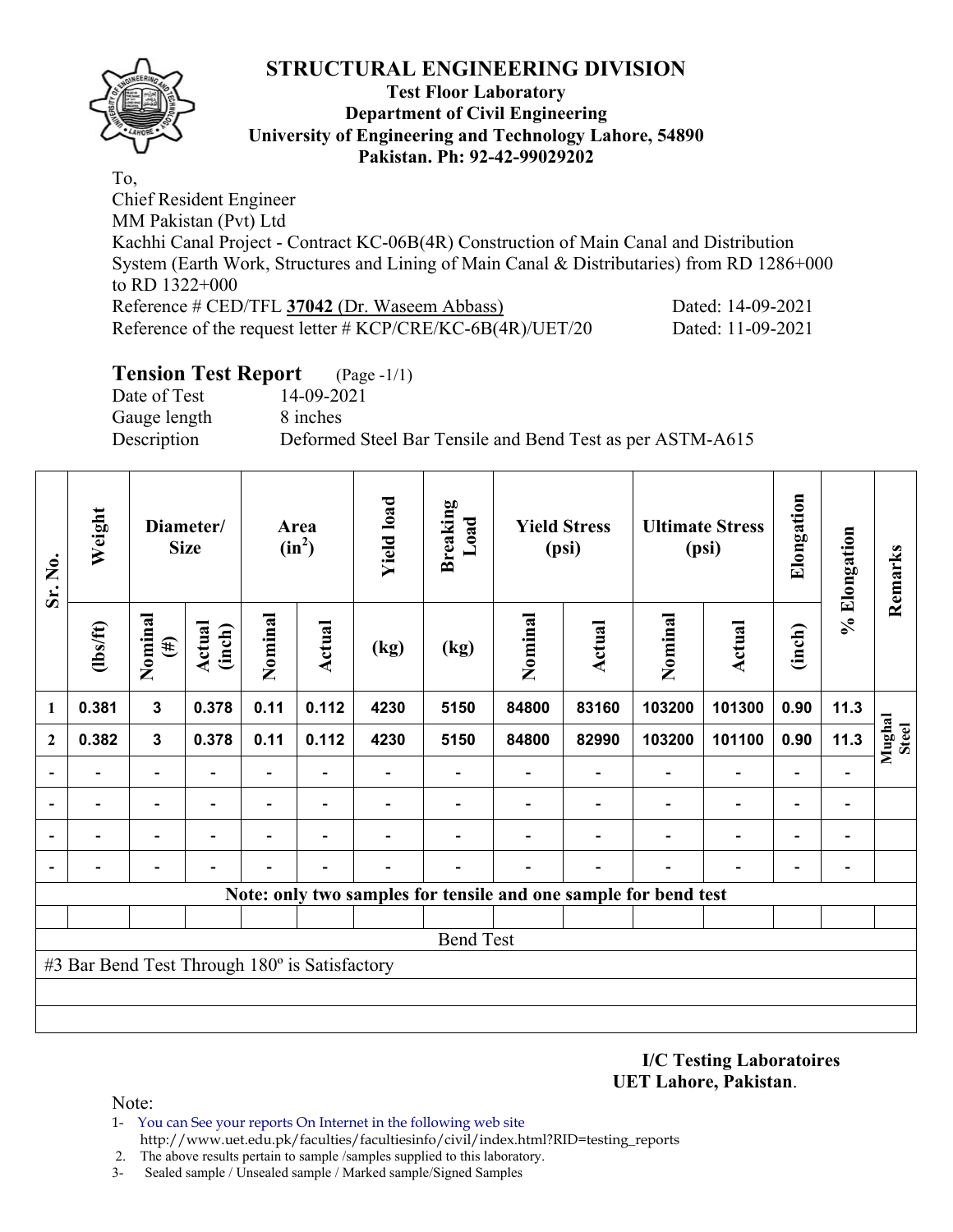# STRUCTURAL ENGINEERING DIVISION

**Test Floor Laboratory**
**Department of Civil Engineering**
**University of Engineering and Technology Lahore, 54890**
**Pakistan. Ph: 92-42-99029202**

To,
Chief Resident Engineer
MM Pakistan (Pvt) Ltd
Kachhi Canal Project - Contract KC-06B(4R) Construction of Main Canal and Distribution System (Earth Work, Structures and Lining of Main Canal & Distributaries) from RD 1286+000 to RD 1322+000
Reference # CED/TFL **37042** (Dr. Waseem Abbass) Dated: 14-09-2021
Reference of the request letter # KCP/CRE/KC-6B(4R)/UET/20 Dated: 11-09-2021

## Tension Test Report (Page -1/1)

Date of Test 14-09-2021
Gauge length 8 inches
Description Deformed Steel Bar Tensile and Bend Test as per ASTM-A615

| Sr. No. | Weight | Diameter/ Size | | Area ($in^2$) | | Yield load | Breaking Load | Yield Stress (psi) | | Ultimate Stress (psi) | | Elongation | % Elongation | Remarks |
|---|---|---|---|---|---|---|---|---|---|---|---|---|---|---|
| | (lbs/ft) | Nominal (#) | Actual (inch) | Nominal | Actual | (kg) | (kg) | Nominal | Actual | Nominal | Actual | (inch) | | |
| 1 | 0.381 | 3 | 0.378 | 0.11 | 0.112 | 4230 | 5150 | 84800 | 83160 | 103200 | 101300 | 0.90 | 11.3 | Mughal Steel |
| 2 | 0.382 | 3 | 0.378 | 0.11 | 0.112 | 4230 | 5150 | 84800 | 82990 | 103200 | 101100 | 0.90 | 11.3 | |
| - | - | - | - | - | - | - | - | - | - | - | - | - | - | |
| - | - | - | - | - | - | - | - | - | - | - | - | - | - | |
| - | - | - | - | - | - | - | - | - | - | - | - | - | - | |
| - | - | - | - | - | - | - | - | - | - | - | - | - | - | |

**Note: only two samples for tensile and one sample for bend test**

Bend Test

#3 Bar Bend Test Through 180º is Satisfactory

**I/C Testing Laboratoires**
**UET Lahore, Pakistan**.

Note:
1- You can See your reports On Internet in the following web site
http://www.uet.edu.pk/faculties/facultiesinfo/civil/index.html?RID=testing_reports
2. The above results pertain to sample /samples supplied to this laboratory.
3- Sealed sample / Unsealed sample / Marked sample/Signed Samples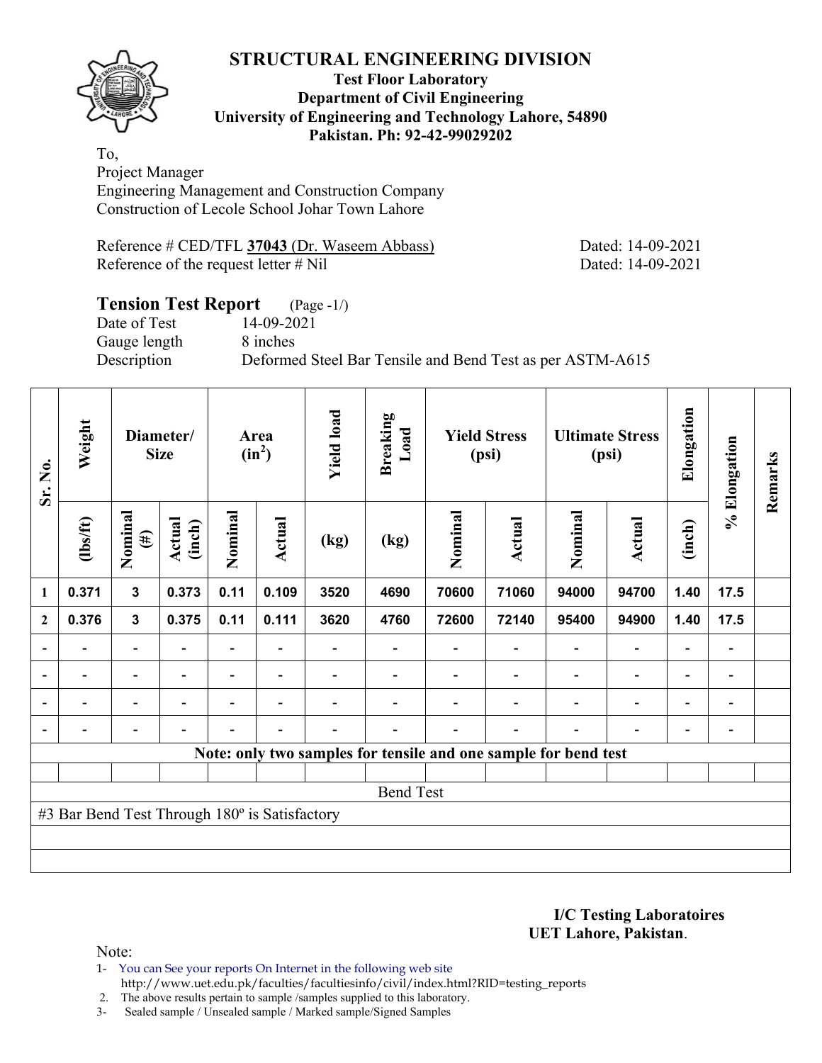# STRUCTURAL ENGINEERING DIVISION

**Test Floor Laboratory**
**Department of Civil Engineering**
**University of Engineering and Technology Lahore, 54890**
**Pakistan. Ph: 92-42-99029202**

To,
Project Manager
Engineering Management and Construction Company
Construction of Lecole School Johar Town Lahore

Reference # CED/TFL **37043** (Dr. Waseem Abbass) Dated: 14-09-2021
Reference of the request letter # Nil Dated: 14-09-2021

## Tension Test Report (Page -1/)

Date of Test 14-09-2021
Gauge length 8 inches
Description Deformed Steel Bar Tensile and Bend Test as per ASTM-A615

| Sr. No. | Weight | Diameter/ Size | | Area ($in^2$) | | Yield load | Breaking Load | Yield Stress (psi) | | Ultimate Stress (psi) | | Elongation | % Elongation | Remarks |
|---|---|---|---|---|---|---|---|---|---|---|---|---|---|---|
| | (lbs/ft) | Nominal (#) | Actual (inch) | Nominal | Actual | (kg) | (kg) | Nominal | Actual | Nominal | Actual | (inch) | | |
| 1 | 0.371 | 3 | 0.373 | 0.11 | 0.109 | 3520 | 4690 | 70600 | 71060 | 94000 | 94700 | 1.40 | 17.5 | |
| 2 | 0.376 | 3 | 0.375 | 0.11 | 0.111 | 3620 | 4760 | 72600 | 72140 | 95400 | 94900 | 1.40 | 17.5 | |
| - | - | - | - | - | - | - | - | - | - | - | - | - | - | |
| - | - | - | - | - | - | - | - | - | - | - | - | - | - | |
| - | - | - | - | - | - | - | - | - | - | - | - | - | - | |
| - | - | - | - | - | - | - | - | - | - | - | - | - | - | |
| Note: only two samples for tensile and one sample for bend test | | | | | | | | | | | | | | |
| Bend Test | | | | | | | | | | | | | | |
| #3 Bar Bend Test Through 180º is Satisfactory | | | | | | | | | | | | | | |

**I/C Testing Laboratoires**
**UET Lahore, Pakistan**.

Note:
1- You can See your reports On Internet in the following web site
http://www.uet.edu.pk/faculties/facultiesinfo/civil/index.html?RID=testing_reports
2. The above results pertain to sample /samples supplied to this laboratory.
3- Sealed sample / Unsealed sample / Marked sample/Signed Samples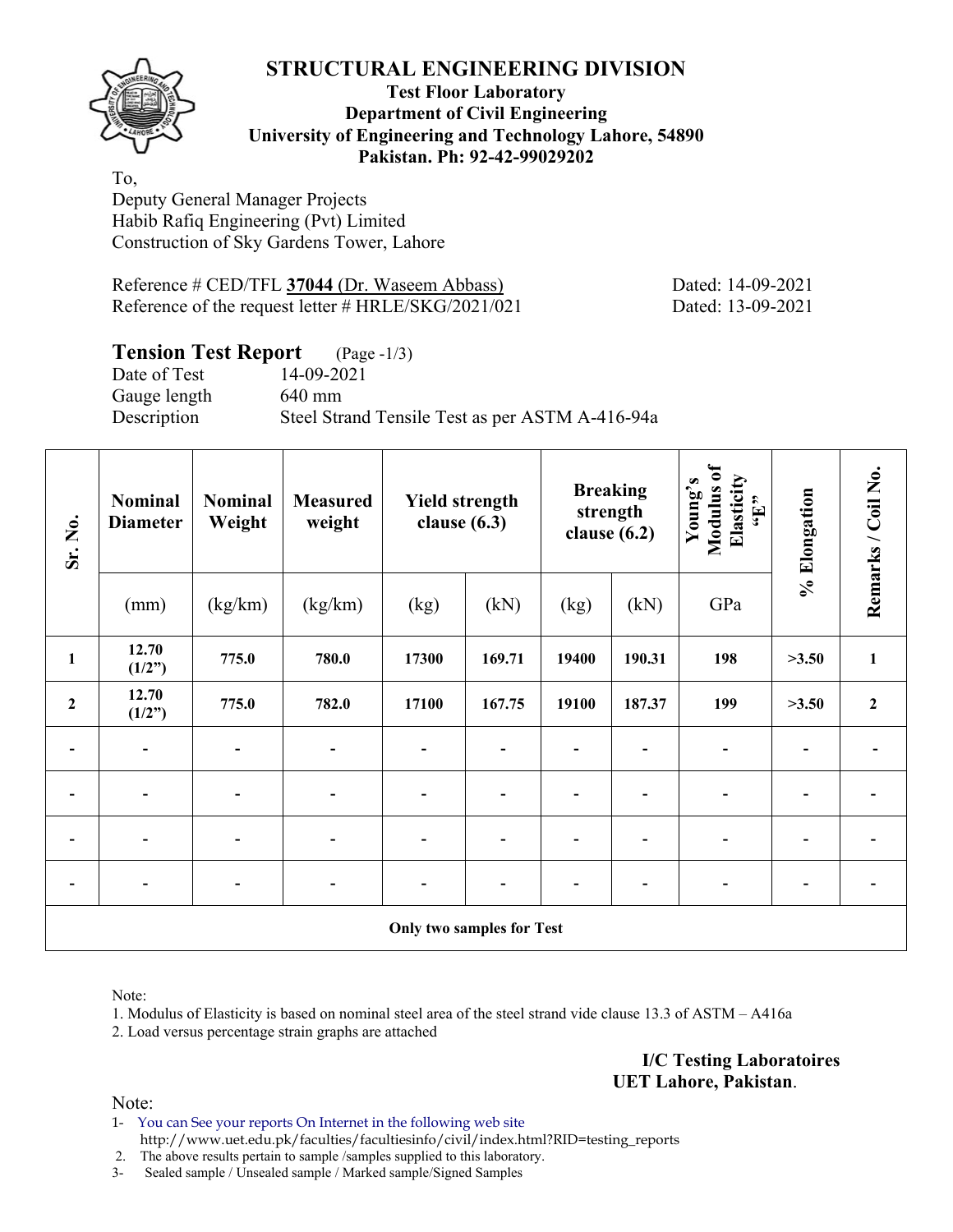# STRUCTURAL ENGINEERING DIVISION

**Test Floor Laboratory**
**Department of Civil Engineering**
**University of Engineering and Technology Lahore, 54890**
**Pakistan. Ph: 92-42-99029202**

To,
Deputy General Manager Projects
Habib Rafiq Engineering (Pvt) Limited
Construction of Sky Gardens Tower, Lahore

Reference # CED/TFL **37044** (Dr. Waseem Abbass) Dated: 14-09-2021
Reference of the request letter # HRLE/SKG/2021/021 Dated: 13-09-2021

## Tension Test Report (Page -1/3)

Date of Test 14-09-2021
Gauge length 640 mm
Description Steel Strand Tensile Test as per ASTM A-416-94a

| Sr. No. | Nominal Diameter | Nominal Weight | Measured weight | Yield strength clause (6.3) | | Breaking strength clause (6.2) | | Young's Modulus of Elasticity "E" | % Elongation | Remarks / Coil No. |
|---|---|---|---|---|---|---|---|---|---|---|
| | (mm) | (kg/km) | (kg/km) | (kg) | (kN) | (kg) | (kN) | GPa | | |
| **1** | **12.70 (1/2")** | **775.0** | **780.0** | **17300** | **169.71** | **19400** | **190.31** | **198** | **>3.50** | **1** |
| **2** | **12.70 (1/2")** | **775.0** | **782.0** | **17100** | **167.75** | **19100** | **187.37** | **199** | **>3.50** | **2** |
| - | - | - | - | - | - | - | - | - | - | - |
| - | - | - | - | - | - | - | - | - | - | - |
| - | - | - | - | - | - | - | - | - | - | - |
| - | - | - | - | - | - | - | - | - | - | - |
| **Only two samples for Test** | | | | | | | | | | |

Note:
1. Modulus of Elasticity is based on nominal steel area of the steel strand vide clause 13.3 of ASTM – A416a
2. Load versus percentage strain graphs are attached

**I/C Testing Laboratoires**
**UET Lahore, Pakistan**.

Note:
1- You can See your reports On Internet in the following web site
http://www.uet.edu.pk/faculties/facultiesinfo/civil/index.html?RID=testing_reports
2. The above results pertain to sample /samples supplied to this laboratory.
3- Sealed sample / Unsealed sample / Marked sample/Signed Samples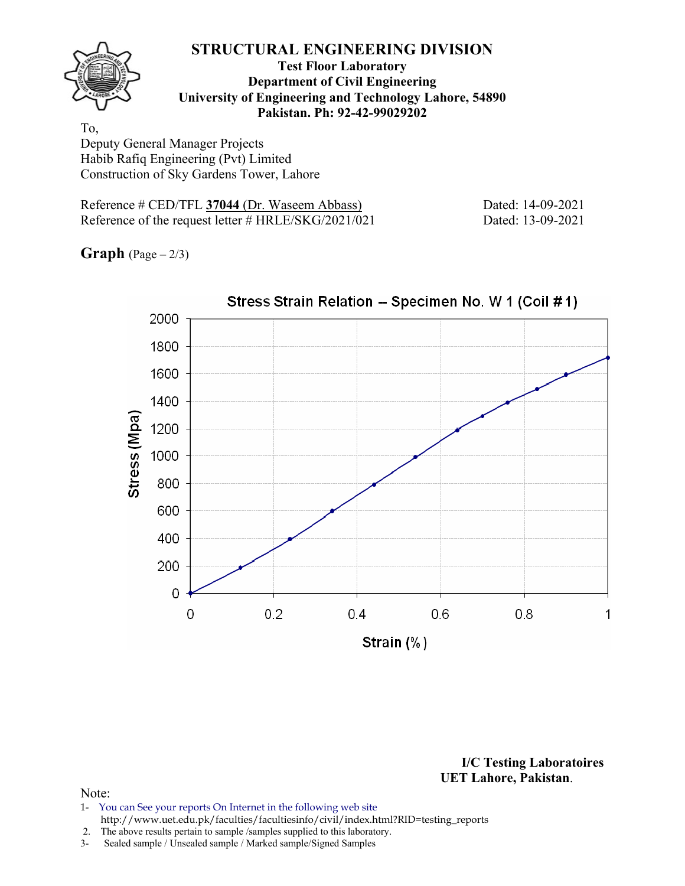# STRUCTURAL ENGINEERING DIVISION

**Test Floor Laboratory**
**Department of Civil Engineering**
**University of Engineering and Technology Lahore, 54890**
**Pakistan. Ph: 92-42-99029202**

To,
Deputy General Manager Projects
Habib Rafiq Engineering (Pvt) Limited
Construction of Sky Gardens Tower, Lahore

Reference # CED/TFL **37044** (Dr. Waseem Abbass) Dated: 14-09-2021
Reference of the request letter # HRLE/SKG/2021/021 Dated: 13-09-2021

**Graph** (Page – 2/3)

Stress Strain Relation -- Specimen No. W 1 (Coil # 1)

Stress (Mpa)

2000
1800
1600
1400
1200
1000
800
600
400
200
0

Strain (%)

0
0.2
0.4
0.6
0.8
1

**I/C Testing Laboratoires**
**UET Lahore, Pakistan.**

Note:

1- You can See your reports On Internet in the following web site
http://www.uet.edu.pk/faculties/facultiesinfo/civil/index.html?RID=testing_reports
2. The above results pertain to sample /samples supplied to this laboratory.
3- Sealed sample / Unsealed sample / Marked sample/Signed Samples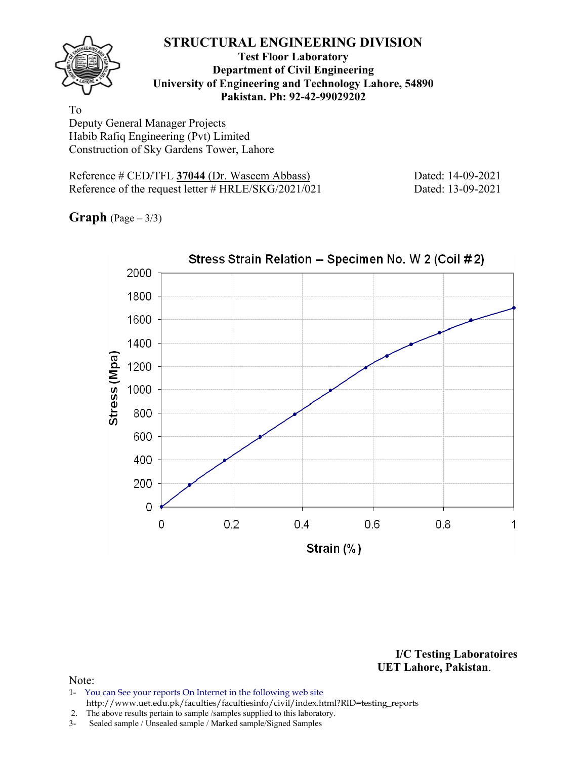# STRUCTURAL ENGINEERING DIVISION

**Test Floor Laboratory**
**Department of Civil Engineering**
**University of Engineering and Technology Lahore, 54890**
**Pakistan. Ph: 92-42-99029202**

To
Deputy General Manager Projects
Habib Rafiq Engineering (Pvt) Limited
Construction of Sky Gardens Tower, Lahore

Reference # CED/TFL **37044** (Dr. Waseem Abbass) Dated: 14-09-2021
Reference of the request letter # HRLE/SKG/2021/021 Dated: 13-09-2021

**Graph** (Page – 3/3)

Stress Strain Relation -- Specimen No. W 2 (Coil # 2)

Stress (Mpa)

0
200
400
600
800
1000
1200
1400
1600
1800
2000

Strain (%)

0
0.2
0.4
0.6
0.8
1

**I/C Testing Laboratoires**
**UET Lahore, Pakistan**.

Note:
1- You can See your reports On Internet in the following web site
http://www.uet.edu.pk/faculties/facultiesinfo/civil/index.html?RID=testing_reports
2. The above results pertain to sample /samples supplied to this laboratory.
3- Sealed sample / Unsealed sample / Marked sample/Signed Samples